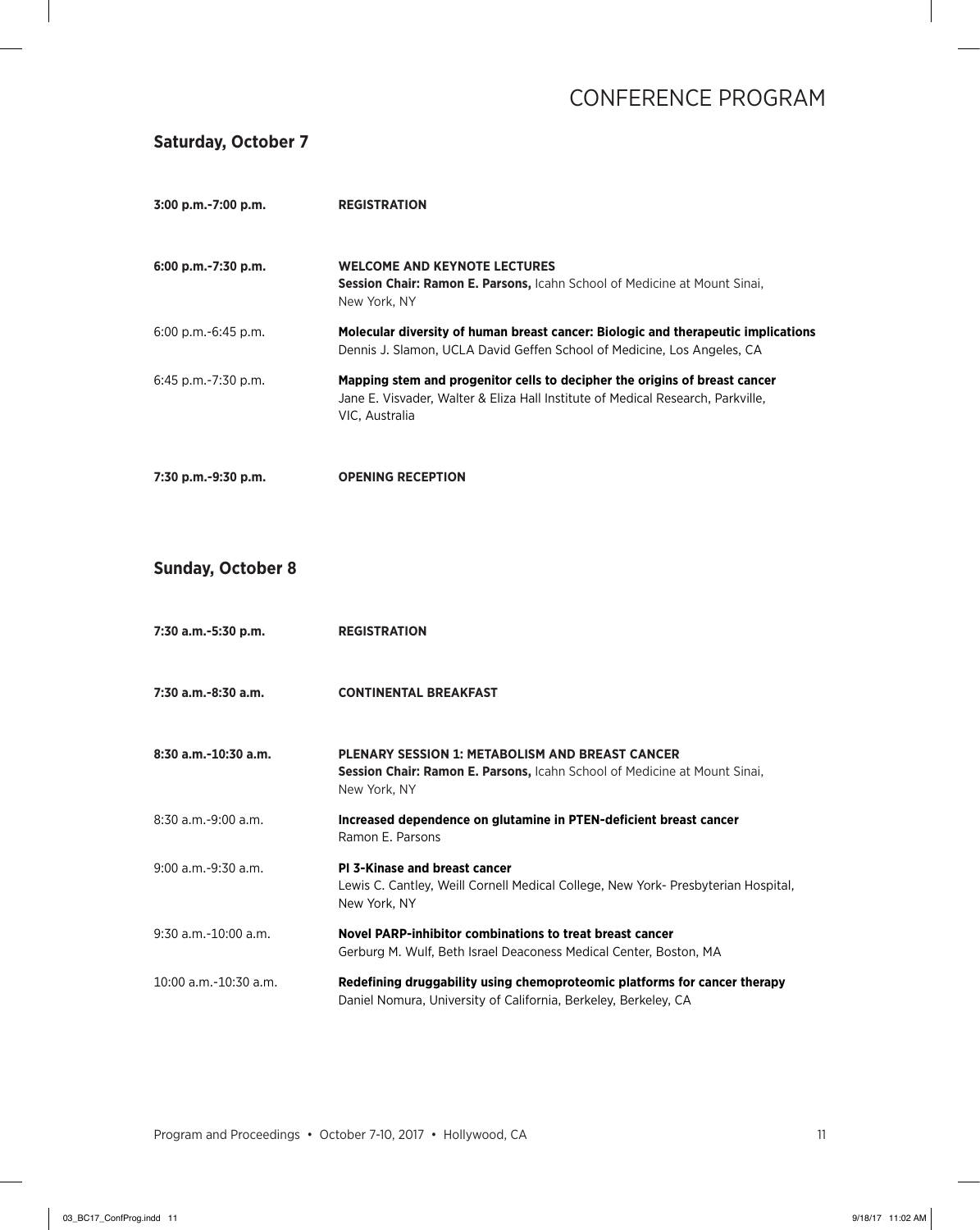# CONFERENCE PROGRAM

## Saturday, October 7

**3:00 p.m.-7:00 p.m.** **REGISTRATION**

**6:00 p.m.-7:30 p.m.** **WELCOME AND KEYNOTE LECTURES**
**Session Chair: Ramon E. Parsons,** Icahn School of Medicine at Mount Sinai, New York, NY

6:00 p.m.-6:45 p.m. **Molecular diversity of human breast cancer: Biologic and therapeutic implications**
Dennis J. Slamon, UCLA David Geffen School of Medicine, Los Angeles, CA

6:45 p.m.-7:30 p.m. **Mapping stem and progenitor cells to decipher the origins of breast cancer**
Jane E. Visvader, Walter & Eliza Hall Institute of Medical Research, Parkville, VIC, Australia

**7:30 p.m.-9:30 p.m.** **OPENING RECEPTION**

## Sunday, October 8

**7:30 a.m.-5:30 p.m.** **REGISTRATION**

**7:30 a.m.-8:30 a.m.** **CONTINENTAL BREAKFAST**

**8:30 a.m.-10:30 a.m.** **PLENARY SESSION 1: METABOLISM AND BREAST CANCER**
**Session Chair: Ramon E. Parsons,** Icahn School of Medicine at Mount Sinai, New York, NY

8:30 a.m.-9:00 a.m. **Increased dependence on glutamine in PTEN-deficient breast cancer**
Ramon E. Parsons

9:00 a.m.-9:30 a.m. **PI 3-Kinase and breast cancer**
Lewis C. Cantley, Weill Cornell Medical College, New York- Presbyterian Hospital, New York, NY

9:30 a.m.-10:00 a.m. **Novel PARP-inhibitor combinations to treat breast cancer**
Gerburg M. Wulf, Beth Israel Deaconess Medical Center, Boston, MA

10:00 a.m.-10:30 a.m. **Redefining druggability using chemoproteomic platforms for cancer therapy**
Daniel Nomura, University of California, Berkeley, Berkeley, CA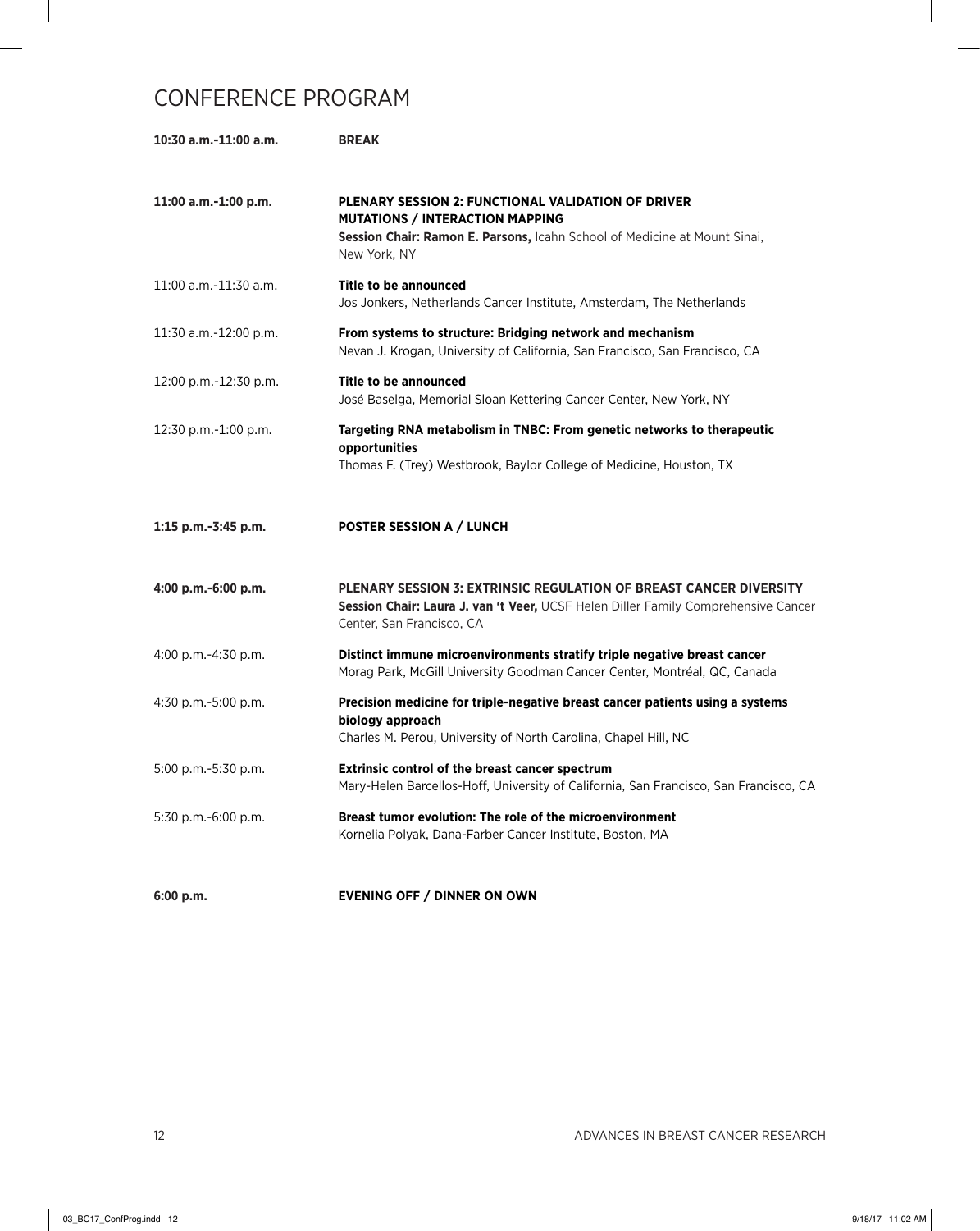# CONFERENCE PROGRAM

**10:30 a.m.-11:00 a.m.** **BREAK**

**11:00 a.m.-1:00 p.m.** **PLENARY SESSION 2: FUNCTIONAL VALIDATION OF DRIVER MUTATIONS / INTERACTION MAPPING**
**Session Chair: Ramon E. Parsons,** Icahn School of Medicine at Mount Sinai, New York, NY

11:00 a.m.-11:30 a.m. **Title to be announced**
Jos Jonkers, Netherlands Cancer Institute, Amsterdam, The Netherlands

11:30 a.m.-12:00 p.m. **From systems to structure: Bridging network and mechanism**
Nevan J. Krogan, University of California, San Francisco, San Francisco, CA

12:00 p.m.-12:30 p.m. **Title to be announced**
José Baselga, Memorial Sloan Kettering Cancer Center, New York, NY

12:30 p.m.-1:00 p.m. **Targeting RNA metabolism in TNBC: From genetic networks to therapeutic opportunities**
Thomas F. (Trey) Westbrook, Baylor College of Medicine, Houston, TX

**1:15 p.m.-3:45 p.m.** **POSTER SESSION A / LUNCH**

**4:00 p.m.-6:00 p.m.** **PLENARY SESSION 3: EXTRINSIC REGULATION OF BREAST CANCER DIVERSITY**
**Session Chair: Laura J. van 't Veer,** UCSF Helen Diller Family Comprehensive Cancer Center, San Francisco, CA

4:00 p.m.-4:30 p.m. **Distinct immune microenvironments stratify triple negative breast cancer**
Morag Park, McGill University Goodman Cancer Center, Montréal, QC, Canada

4:30 p.m.-5:00 p.m. **Precision medicine for triple-negative breast cancer patients using a systems biology approach**
Charles M. Perou, University of North Carolina, Chapel Hill, NC

5:00 p.m.-5:30 p.m. **Extrinsic control of the breast cancer spectrum**
Mary-Helen Barcellos-Hoff, University of California, San Francisco, San Francisco, CA

5:30 p.m.-6:00 p.m. **Breast tumor evolution: The role of the microenvironment**
Kornelia Polyak, Dana-Farber Cancer Institute, Boston, MA

**6:00 p.m.** **EVENING OFF / DINNER ON OWN**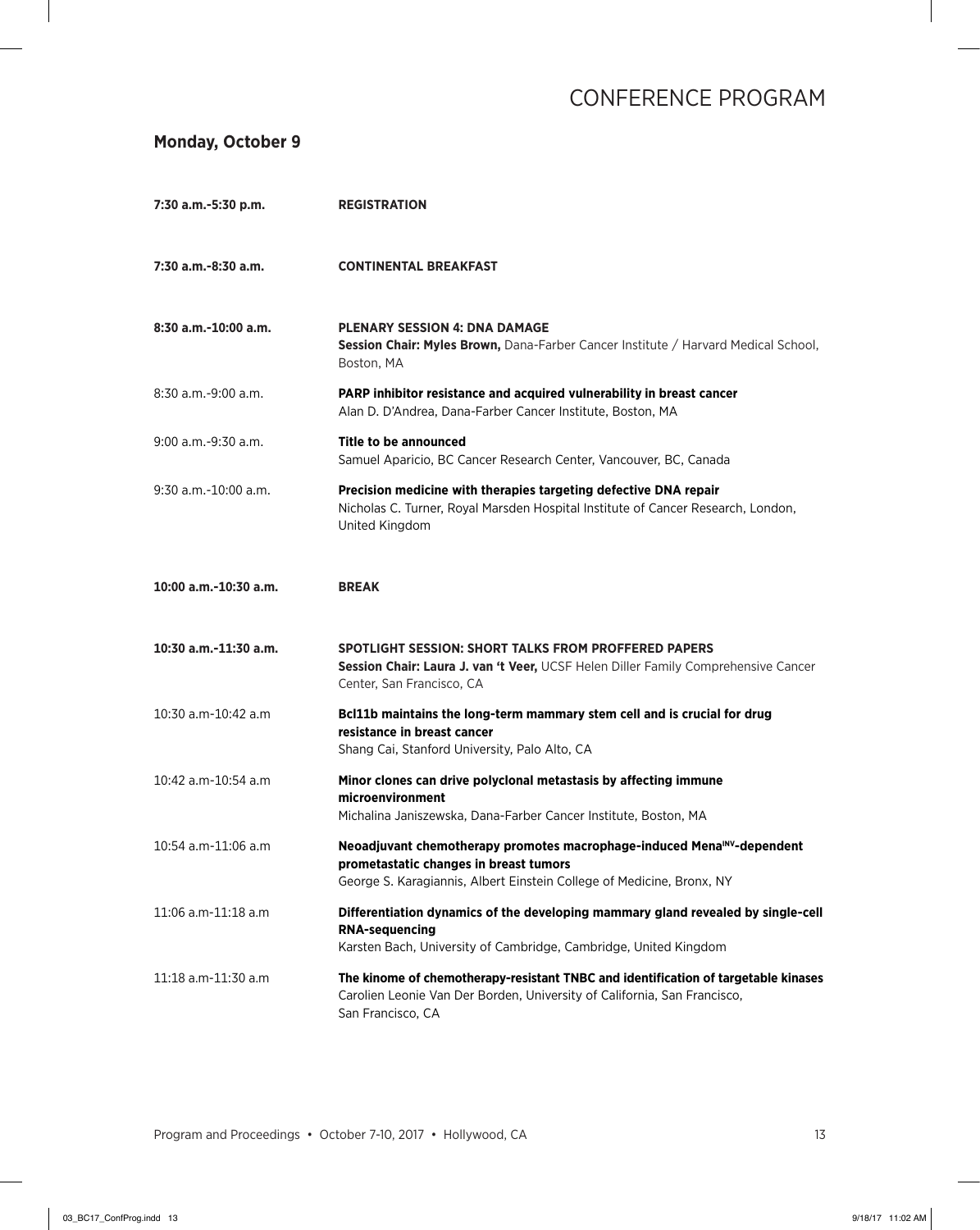# CONFERENCE PROGRAM

## Monday, October 9

**7:30 a.m.-5:30 p.m.** — **REGISTRATION**

**7:30 a.m.-8:30 a.m.** — **CONTINENTAL BREAKFAST**

**8:30 a.m.-10:00 a.m.** — **PLENARY SESSION 4: DNA DAMAGE**
**Session Chair: Myles Brown,** Dana-Farber Cancer Institute / Harvard Medical School, Boston, MA

8:30 a.m.-9:00 a.m. — **PARP inhibitor resistance and acquired vulnerability in breast cancer**
Alan D. D'Andrea, Dana-Farber Cancer Institute, Boston, MA

9:00 a.m.-9:30 a.m. — **Title to be announced**
Samuel Aparicio, BC Cancer Research Center, Vancouver, BC, Canada

9:30 a.m.-10:00 a.m. — **Precision medicine with therapies targeting defective DNA repair**
Nicholas C. Turner, Royal Marsden Hospital Institute of Cancer Research, London, United Kingdom

**10:00 a.m.-10:30 a.m.** — **BREAK**

**10:30 a.m.-11:30 a.m.** — **SPOTLIGHT SESSION: SHORT TALKS FROM PROFFERED PAPERS**
**Session Chair: Laura J. van 't Veer,** UCSF Helen Diller Family Comprehensive Cancer Center, San Francisco, CA

10:30 a.m-10:42 a.m — **Bcl11b maintains the long-term mammary stem cell and is crucial for drug resistance in breast cancer**
Shang Cai, Stanford University, Palo Alto, CA

10:42 a.m-10:54 a.m — **Minor clones can drive polyclonal metastasis by affecting immune microenvironment**
Michalina Janiszewska, Dana-Farber Cancer Institute, Boston, MA

10:54 a.m-11:06 a.m — **Neoadjuvant chemotherapy promotes macrophage-induced Mena$^{INV}$-dependent prometastatic changes in breast tumors**
George S. Karagiannis, Albert Einstein College of Medicine, Bronx, NY

11:06 a.m-11:18 a.m — **Differentiation dynamics of the developing mammary gland revealed by single-cell RNA-sequencing**
Karsten Bach, University of Cambridge, Cambridge, United Kingdom

11:18 a.m-11:30 a.m — **The kinome of chemotherapy-resistant TNBC and identification of targetable kinases**
Carolien Leonie Van Der Borden, University of California, San Francisco, San Francisco, CA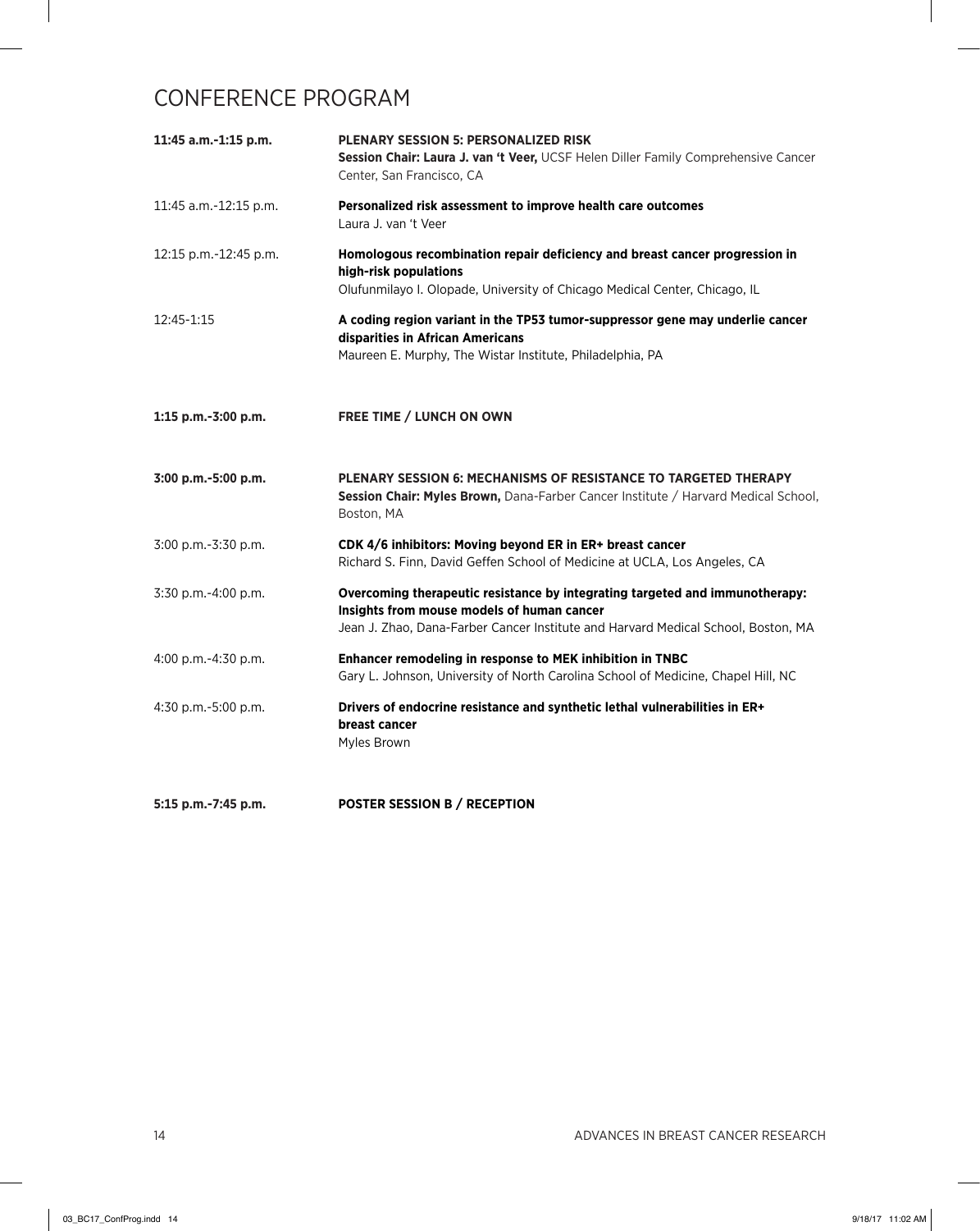# CONFERENCE PROGRAM

| | |
|---|---|
| **11:45 a.m.-1:15 p.m.** | **PLENARY SESSION 5: PERSONALIZED RISK** <br> **Session Chair: Laura J. van 't Veer,** UCSF Helen Diller Family Comprehensive Cancer Center, San Francisco, CA |
| 11:45 a.m.-12:15 p.m. | **Personalized risk assessment to improve health care outcomes** <br> Laura J. van 't Veer |
| 12:15 p.m.-12:45 p.m. | **Homologous recombination repair deficiency and breast cancer progression in high-risk populations** <br> Olufunmilayo I. Olopade, University of Chicago Medical Center, Chicago, IL |
| 12:45-1:15 | **A coding region variant in the TP53 tumor-suppressor gene may underlie cancer disparities in African Americans** <br> Maureen E. Murphy, The Wistar Institute, Philadelphia, PA |
| **1:15 p.m.-3:00 p.m.** | **FREE TIME / LUNCH ON OWN** |
| **3:00 p.m.-5:00 p.m.** | **PLENARY SESSION 6: MECHANISMS OF RESISTANCE TO TARGETED THERAPY** <br> **Session Chair: Myles Brown,** Dana-Farber Cancer Institute / Harvard Medical School, Boston, MA |
| 3:00 p.m.-3:30 p.m. | **CDK 4/6 inhibitors: Moving beyond ER in ER+ breast cancer** <br> Richard S. Finn, David Geffen School of Medicine at UCLA, Los Angeles, CA |
| 3:30 p.m.-4:00 p.m. | **Overcoming therapeutic resistance by integrating targeted and immunotherapy: Insights from mouse models of human cancer** <br> Jean J. Zhao, Dana-Farber Cancer Institute and Harvard Medical School, Boston, MA |
| 4:00 p.m.-4:30 p.m. | **Enhancer remodeling in response to MEK inhibition in TNBC** <br> Gary L. Johnson, University of North Carolina School of Medicine, Chapel Hill, NC |
| 4:30 p.m.-5:00 p.m. | **Drivers of endocrine resistance and synthetic lethal vulnerabilities in ER+ breast cancer** <br> Myles Brown |
| **5:15 p.m.-7:45 p.m.** | **POSTER SESSION B / RECEPTION** |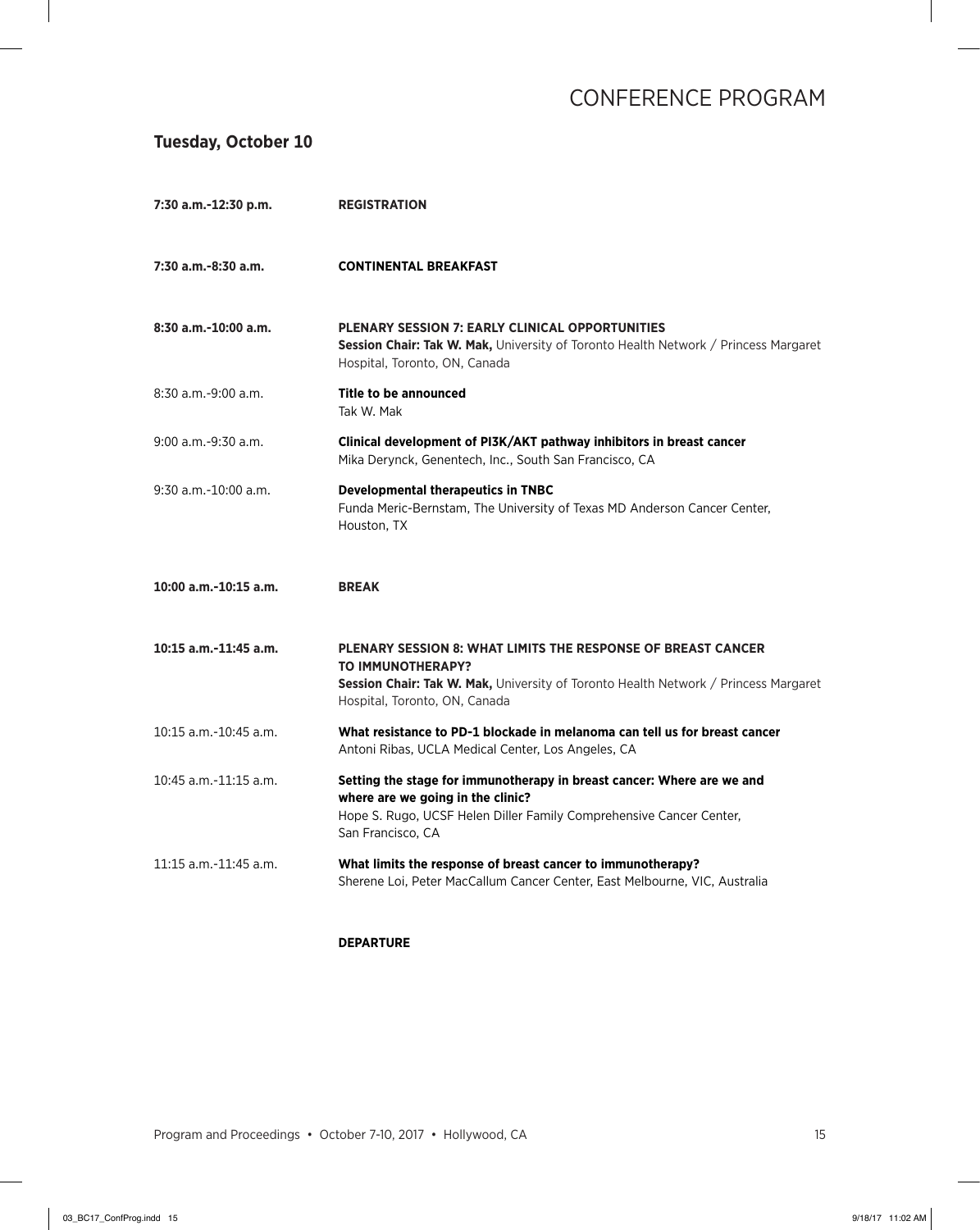# CONFERENCE PROGRAM

## Tuesday, October 10

**7:30 a.m.-12:30 p.m.** **REGISTRATION**

**7:30 a.m.-8:30 a.m.** **CONTINENTAL BREAKFAST**

**8:30 a.m.-10:00 a.m.** **PLENARY SESSION 7: EARLY CLINICAL OPPORTUNITIES**
**Session Chair: Tak W. Mak,** University of Toronto Health Network / Princess Margaret Hospital, Toronto, ON, Canada

8:30 a.m.-9:00 a.m. **Title to be announced**
Tak W. Mak

9:00 a.m.-9:30 a.m. **Clinical development of PI3K/AKT pathway inhibitors in breast cancer**
Mika Derynck, Genentech, Inc., South San Francisco, CA

9:30 a.m.-10:00 a.m. **Developmental therapeutics in TNBC**
Funda Meric-Bernstam, The University of Texas MD Anderson Cancer Center, Houston, TX

**10:00 a.m.-10:15 a.m.** **BREAK**

**10:15 a.m.-11:45 a.m.** **PLENARY SESSION 8: WHAT LIMITS THE RESPONSE OF BREAST CANCER TO IMMUNOTHERAPY?**
**Session Chair: Tak W. Mak,** University of Toronto Health Network / Princess Margaret Hospital, Toronto, ON, Canada

10:15 a.m.-10:45 a.m. **What resistance to PD-1 blockade in melanoma can tell us for breast cancer**
Antoni Ribas, UCLA Medical Center, Los Angeles, CA

10:45 a.m.-11:15 a.m. **Setting the stage for immunotherapy in breast cancer: Where are we and where are we going in the clinic?**
Hope S. Rugo, UCSF Helen Diller Family Comprehensive Cancer Center, San Francisco, CA

11:15 a.m.-11:45 a.m. **What limits the response of breast cancer to immunotherapy?**
Sherene Loi, Peter MacCallum Cancer Center, East Melbourne, VIC, Australia

**DEPARTURE**